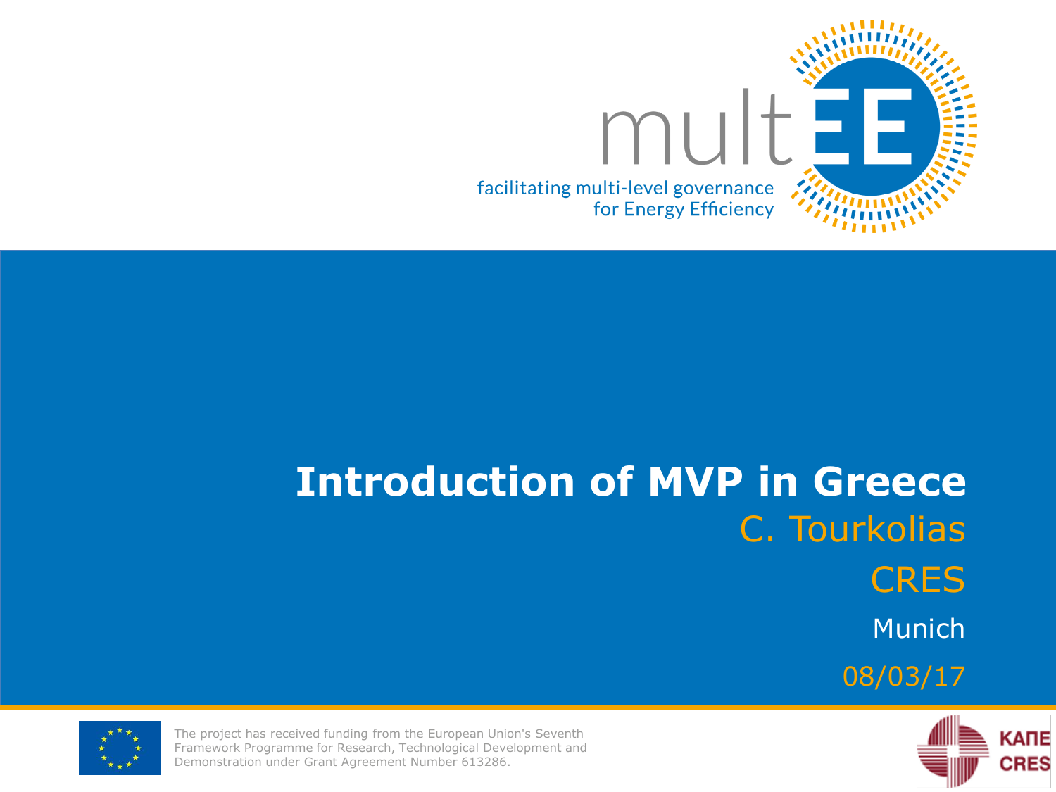multEE

facilitating multi-level governance for Energy Efficiency

# Introduction of MVP in Greece

C. Tourkolias

CRES

Munich

08/03/17

The project has received funding from the European Union's Seventh Framework Programme for Research, Technological Development and Demonstration under Grant Agreement Number 613286.

ΚΑΠΕ CRES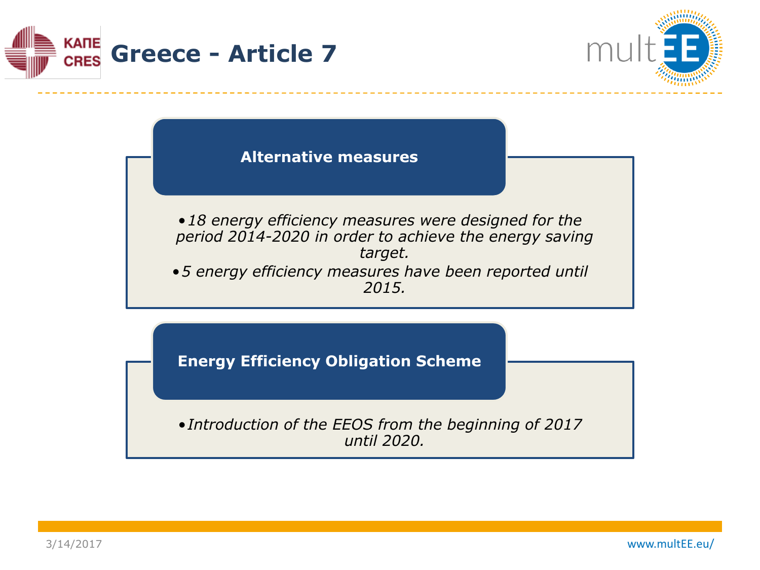# Greece - Article 7

## Alternative measures

- *18 energy efficiency measures were designed for the period 2014-2020 in order to achieve the energy saving target.*
- *5 energy efficiency measures have been reported until 2015.*

## Energy Efficiency Obligation Scheme

- *Introduction of the EEOS from the beginning of 2017 until 2020.*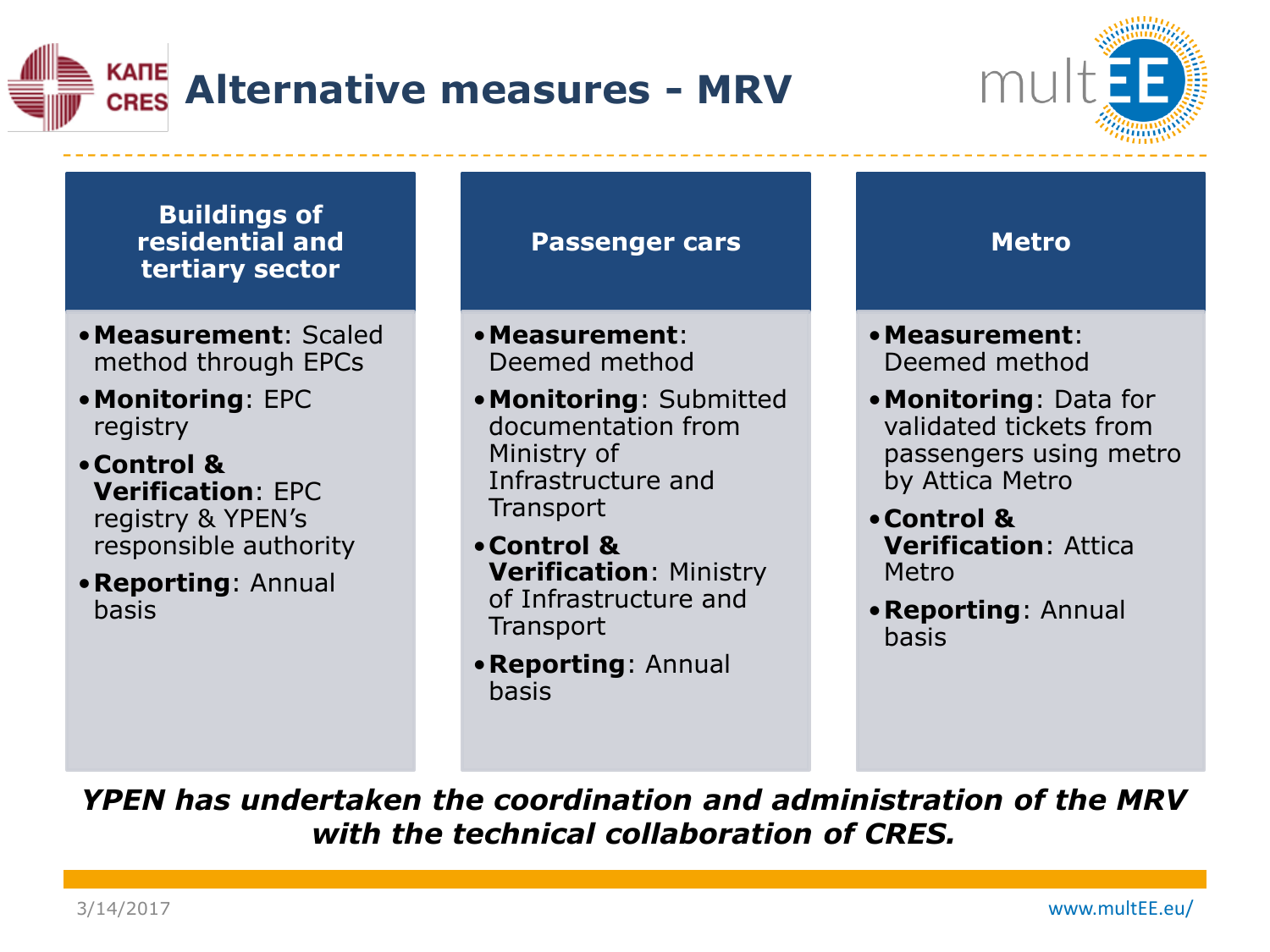# Alternative measures - MRV

## Buildings of residential and tertiary sector

- **Measurement**: Scaled method through EPCs
- **Monitoring**: EPC registry
- **Control & Verification**: EPC registry & YPEN's responsible authority
- **Reporting**: Annual basis

## Passenger cars

- **Measurement**: Deemed method
- **Monitoring**: Submitted documentation from Ministry of Infrastructure and Transport
- **Control & Verification**: Ministry of Infrastructure and Transport
- **Reporting**: Annual basis

## Metro

- **Measurement**: Deemed method
- **Monitoring**: Data for validated tickets from passengers using metro by Attica Metro
- **Control & Verification**: Attica Metro
- **Reporting**: Annual basis

***YPEN has undertaken the coordination and administration of the MRV with the technical collaboration of CRES.***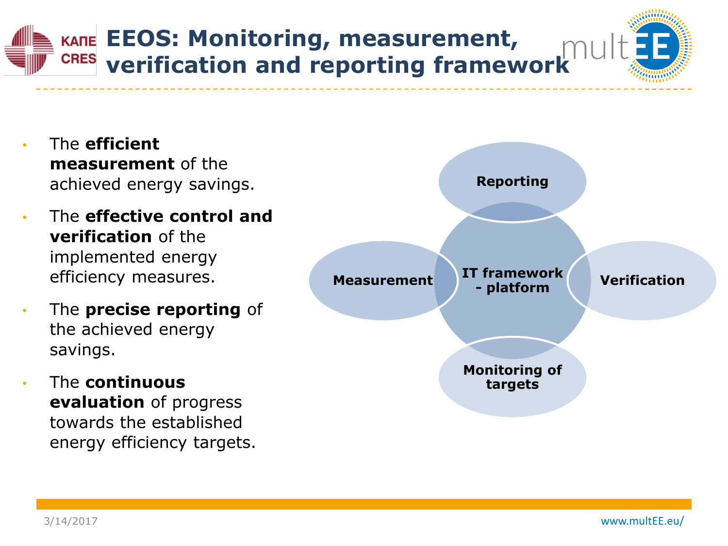# EEOS: Monitoring, measurement, verification and reporting framework

- The **efficient measurement** of the achieved energy savings.
- The **effective control and verification** of the implemented energy efficiency measures.
- The **precise reporting** of the achieved energy savings.
- The **continuous evaluation** of progress towards the established energy efficiency targets.

**IT framework - platform**

- **Reporting**
- **Verification**
- **Monitoring of targets**
- **Measurement**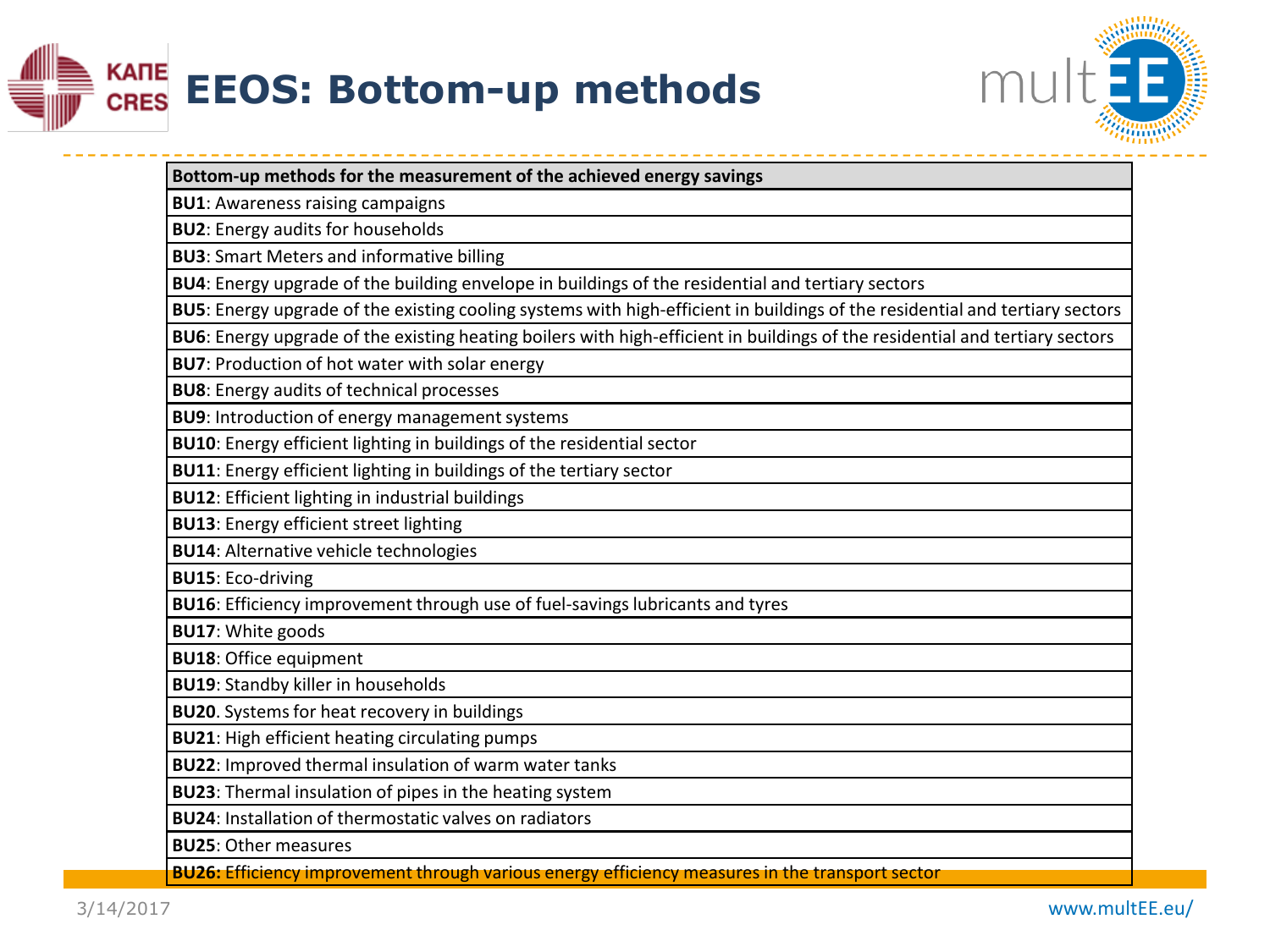# EEOS: Bottom-up methods

| Bottom-up methods for the measurement of the achieved energy savings |
| --- |
| **BU1**: Awareness raising campaigns |
| **BU2**: Energy audits for households |
| **BU3**: Smart Meters and informative billing |
| **BU4**: Energy upgrade of the building envelope in buildings of the residential and tertiary sectors |
| **BU5**: Energy upgrade of the existing cooling systems with high-efficient in buildings of the residential and tertiary sectors |
| **BU6**: Energy upgrade of the existing heating boilers with high-efficient in buildings of the residential and tertiary sectors |
| **BU7**: Production of hot water with solar energy |
| **BU8**: Energy audits of technical processes |
| **BU9**: Introduction of energy management systems |
| **BU10**: Energy efficient lighting in buildings of the residential sector |
| **BU11**: Energy efficient lighting in buildings of the tertiary sector |
| **BU12**: Efficient lighting in industrial buildings |
| **BU13**: Energy efficient street lighting |
| **BU14**: Alternative vehicle technologies |
| **BU15**: Eco-driving |
| **BU16**: Efficiency improvement through use of fuel-savings lubricants and tyres |
| **BU17**: White goods |
| **BU18**: Office equipment |
| **BU19**: Standby killer in households |
| **BU20**. Systems for heat recovery in buildings |
| **BU21**: High efficient heating circulating pumps |
| **BU22**: Improved thermal insulation of warm water tanks |
| **BU23**: Thermal insulation of pipes in the heating system |
| **BU24**: Installation of thermostatic valves on radiators |
| **BU25**: Other measures |
| **BU26:** Efficiency improvement through various energy efficiency measures in the transport sector |

3/14/2017

www.multEE.eu/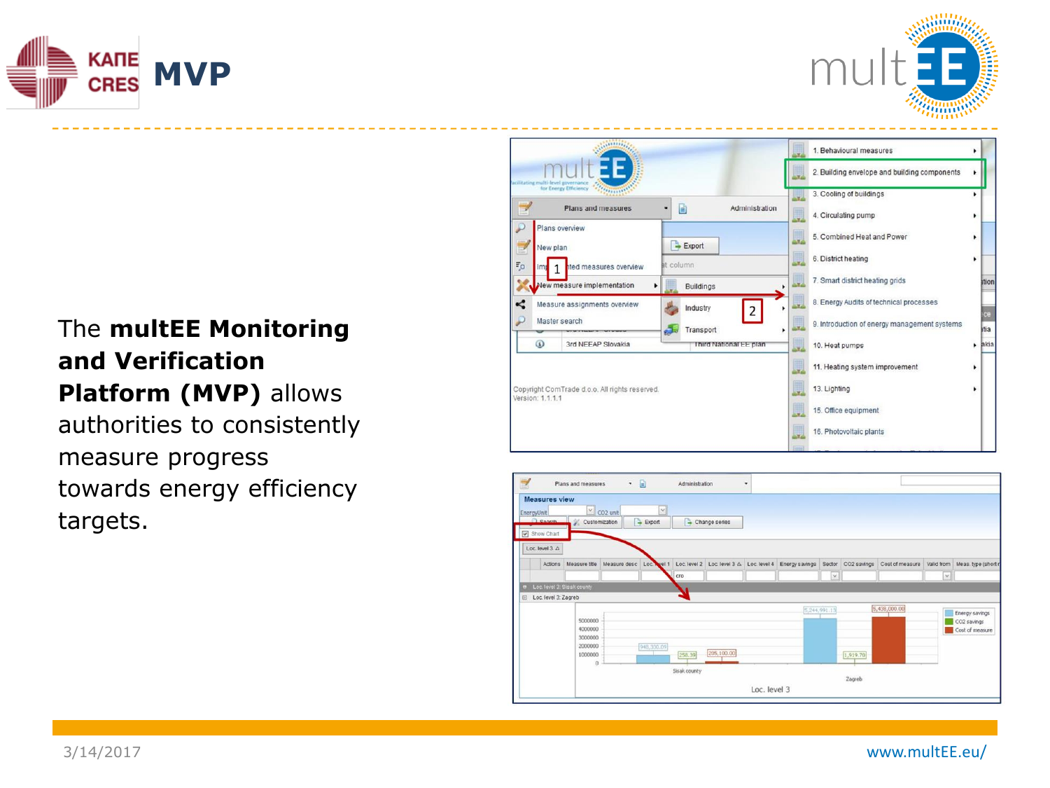# MVP

The **multEE Monitoring and Verification Platform (MVP)** allows authorities to consistently measure progress towards energy efficiency targets.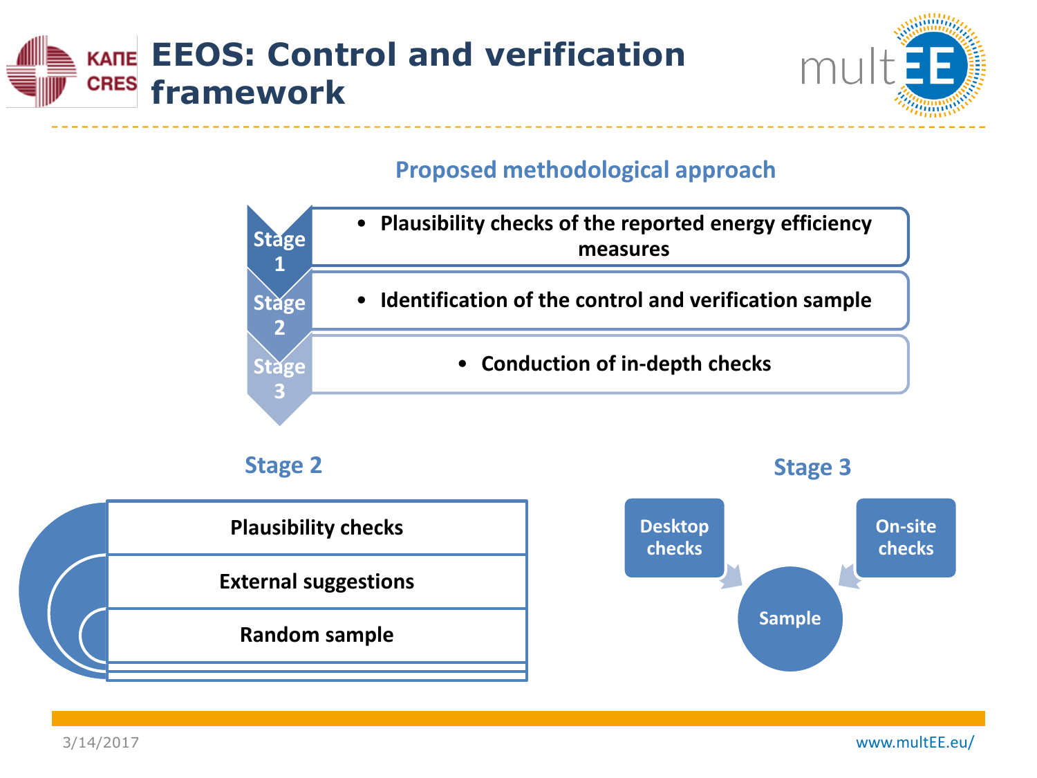# EEOS: Control and verification framework

## Proposed methodological approach

- **Stage 1**: Plausibility checks of the reported energy efficiency measures
- **Stage 2**: Identification of the control and verification sample
- **Stage 3**: Conduction of in-depth checks

### Stage 2

- Plausibility checks
- External suggestions
- Random sample

### Stage 3

- Desktop checks
- On-site checks
- Sample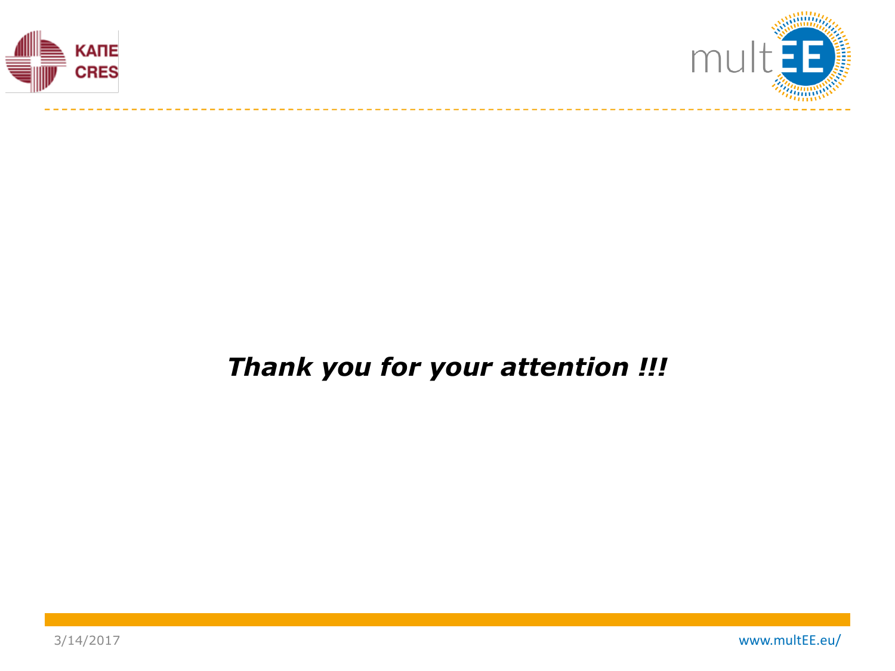***Thank you for your attention !!!***